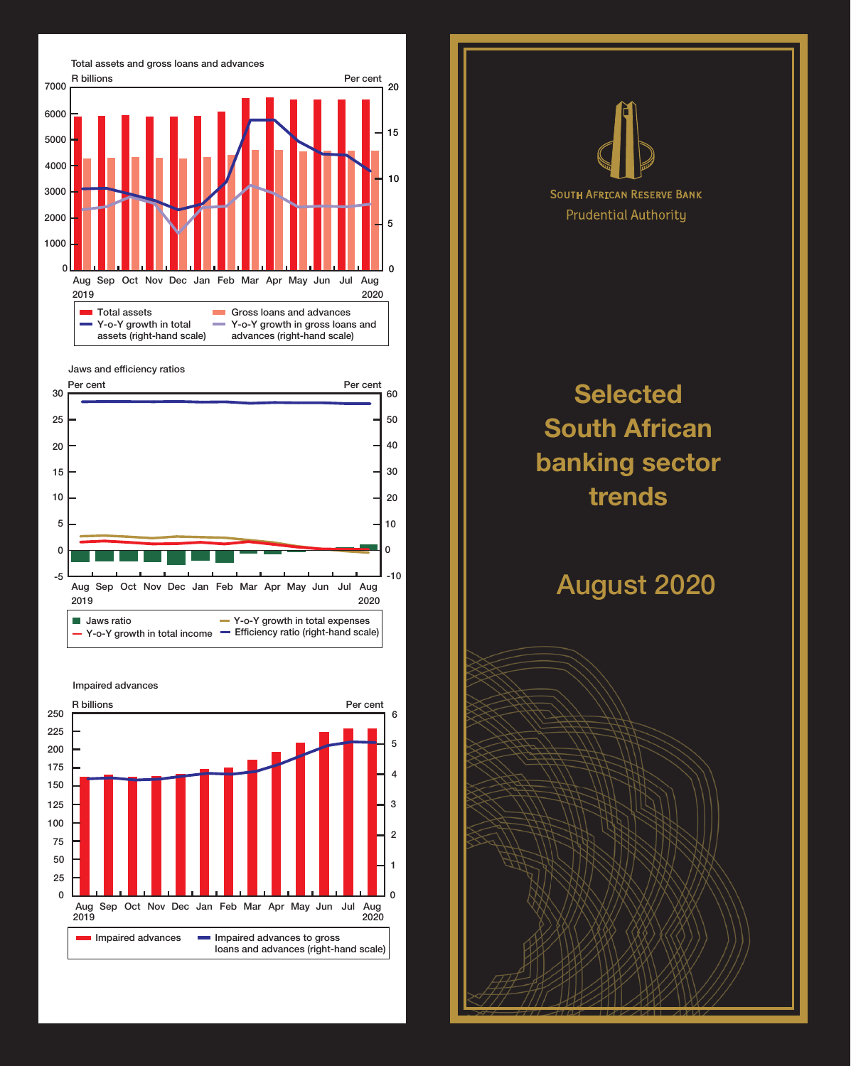# Selected South African banking sector trends

## August 2020

South African Reserve Bank
Prudential Authority

### Total assets and gross loans and advances

R billions / Per cent

Aug 2019 – Aug 2020

- Total assets
- Gross loans and advances
- Y-o-Y growth in total assets (right-hand scale)
- Y-o-Y growth in gross loans and advances (right-hand scale)

### Jaws and efficiency ratios

Per cent / Per cent

Aug 2019 – Aug 2020

- Jaws ratio
- Y-o-Y growth in total income
- Y-o-Y growth in total expenses
- Efficiency ratio (right-hand scale)

### Impaired advances

R billions / Per cent

Aug 2019 – Aug 2020

- Impaired advances
- Impaired advances to gross loans and advances (right-hand scale)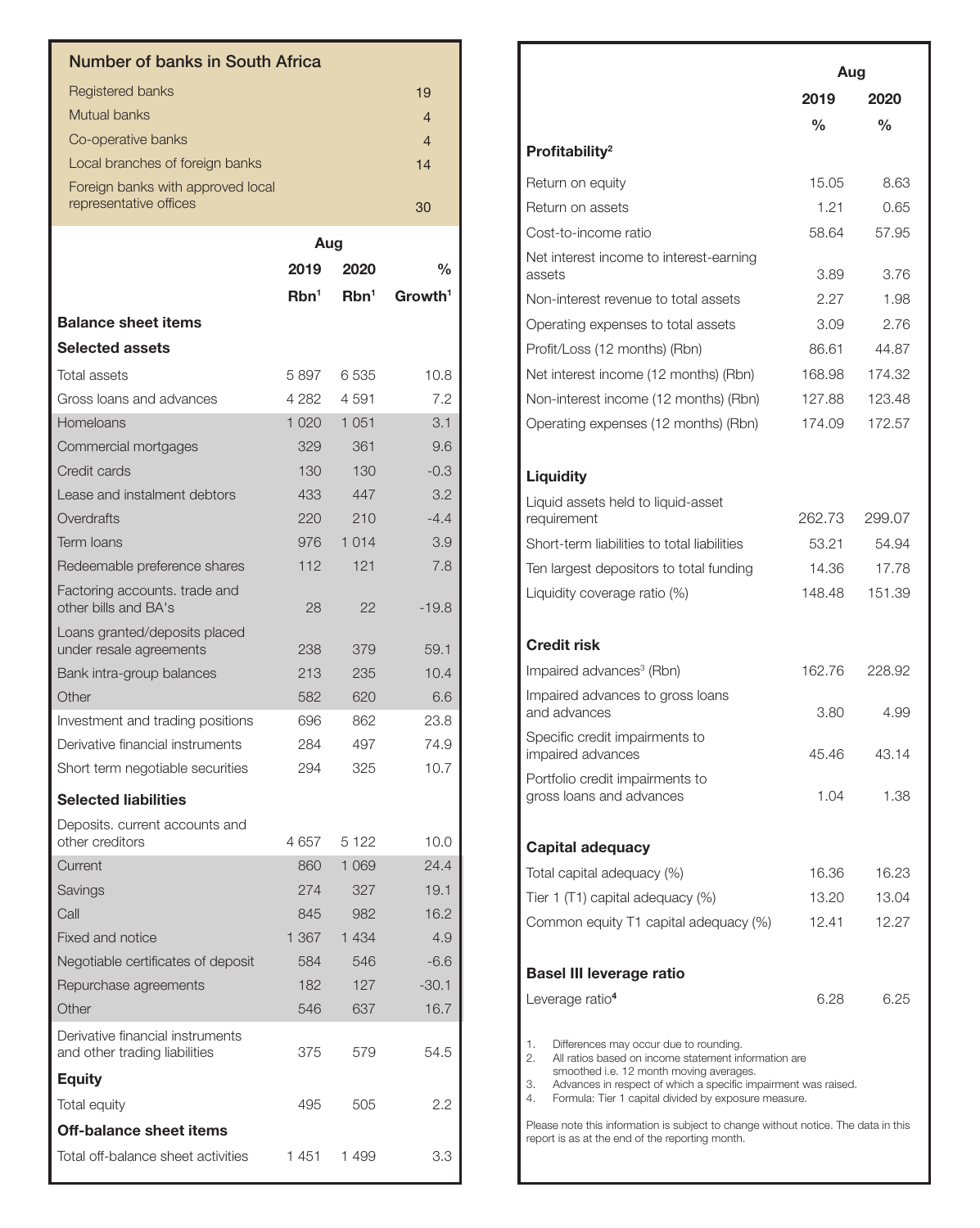## Number of banks in South Africa

| | |
|---|---|
| Registered banks | 19 |
| Mutual banks | 4 |
| Co-operative banks | 4 |
| Local branches of foreign banks | 14 |
| Foreign banks with approved local representative offices | 30 |

| | Aug 2019 Rbn[1] | Aug 2020 Rbn[1] | % Growth[1] |
|---|---|---|---|
| **Balance sheet items** | | | |
| **Selected assets** | | | |
| Total assets | 5 897 | 6 535 | 10.8 |
| Gross loans and advances | 4 282 | 4 591 | 7.2 |
| Homeloans | 1 020 | 1 051 | 3.1 |
| Commercial mortgages | 329 | 361 | 9.6 |
| Credit cards | 130 | 130 | -0.3 |
| Lease and instalment debtors | 433 | 447 | 3.2 |
| Overdrafts | 220 | 210 | -4.4 |
| Term loans | 976 | 1 014 | 3.9 |
| Redeemable preference shares | 112 | 121 | 7.8 |
| Factoring accounts. trade and other bills and BA's | 28 | 22 | -19.8 |
| Loans granted/deposits placed under resale agreements | 238 | 379 | 59.1 |
| Bank intra-group balances | 213 | 235 | 10.4 |
| Other | 582 | 620 | 6.6 |
| Investment and trading positions | 696 | 862 | 23.8 |
| Derivative financial instruments | 284 | 497 | 74.9 |
| Short term negotiable securities | 294 | 325 | 10.7 |
| **Selected liabilities** | | | |
| Deposits. current accounts and other creditors | 4 657 | 5 122 | 10.0 |
| Current | 860 | 1 069 | 24.4 |
| Savings | 274 | 327 | 19.1 |
| Call | 845 | 982 | 16.2 |
| Fixed and notice | 1 367 | 1 434 | 4.9 |
| Negotiable certificates of deposit | 584 | 546 | -6.6 |
| Repurchase agreements | 182 | 127 | -30.1 |
| Other | 546 | 637 | 16.7 |
| Derivative financial instruments and other trading liabilities | 375 | 579 | 54.5 |
| **Equity** | | | |
| Total equity | 495 | 505 | 2.2 |
| **Off-balance sheet items** | | | |
| Total off-balance sheet activities | 1 451 | 1 499 | 3.3 |

| | Aug 2019 % | Aug 2020 % |
|---|---|---|
| **Profitability[2]** | | |
| Return on equity | 15.05 | 8.63 |
| Return on assets | 1.21 | 0.65 |
| Cost-to-income ratio | 58.64 | 57.95 |
| Net interest income to interest-earning assets | 3.89 | 3.76 |
| Non-interest revenue to total assets | 2.27 | 1.98 |
| Operating expenses to total assets | 3.09 | 2.76 |
| Profit/Loss (12 months) (Rbn) | 86.61 | 44.87 |
| Net interest income (12 months) (Rbn) | 168.98 | 174.32 |
| Non-interest income (12 months) (Rbn) | 127.88 | 123.48 |
| Operating expenses (12 months) (Rbn) | 174.09 | 172.57 |
| **Liquidity** | | |
| Liquid assets held to liquid-asset requirement | 262.73 | 299.07 |
| Short-term liabilities to total liabilities | 53.21 | 54.94 |
| Ten largest depositors to total funding | 14.36 | 17.78 |
| Liquidity coverage ratio (%) | 148.48 | 151.39 |
| **Credit risk** | | |
| Impaired advances[3] (Rbn) | 162.76 | 228.92 |
| Impaired advances to gross loans and advances | 3.80 | 4.99 |
| Specific credit impairments to impaired advances | 45.46 | 43.14 |
| Portfolio credit impairments to gross loans and advances | 1.04 | 1.38 |
| **Capital adequacy** | | |
| Total capital adequacy (%) | 16.36 | 16.23 |
| Tier 1 (T1) capital adequacy (%) | 13.20 | 13.04 |
| Common equity T1 capital adequacy (%) | 12.41 | 12.27 |
| **Basel III leverage ratio** | | |
| Leverage ratio[4] | 6.28 | 6.25 |

1. Differences may occur due to rounding.
2. All ratios based on income statement information are smoothed i.e. 12 month moving averages.
3. Advances in respect of which a specific impairment was raised.
4. Formula: Tier 1 capital divided by exposure measure.

Please note this information is subject to change without notice. The data in this report is as at the end of the reporting month.